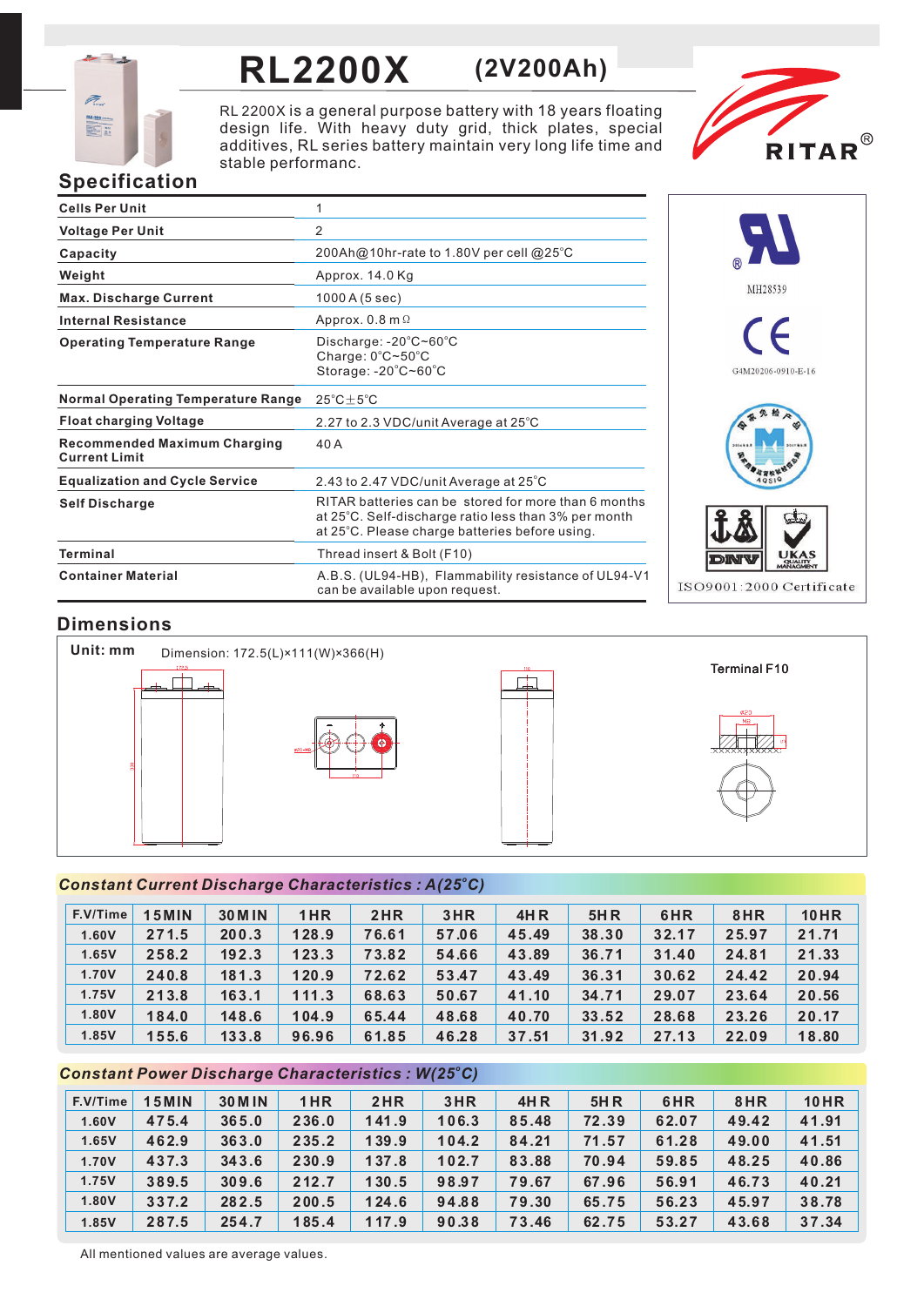# RL2200X (2V200Ah)

RL 2200X is a general purpose battery with 18 years floating design life. With heavy duty grid, thick plates, special additives, RL series battery maintain very long life time and stable performanc.

RITAR®

## Specification

| | |
|---|---|
| **Cells Per Unit** | 1 |
| **Voltage Per Unit** | 2 |
| **Capacity** | 200Ah@10hr-rate to 1.80V per cell @25°C |
| **Weight** | Approx. 14.0 Kg |
| **Max. Discharge Current** | 1000 A (5 sec) |
| **Internal Resistance** | Approx. 0.8 mΩ |
| **Operating Temperature Range** | Discharge: -20°C~60°C<br>Charge: 0°C~50°C<br>Storage: -20°C~60°C |
| **Normal Operating Temperature Range** | 25°C±5°C |
| **Float charging Voltage** | 2.27 to 2.3 VDC/unit Average at 25°C |
| **Recommended Maximum Charging Current Limit** | 40 A |
| **Equalization and Cycle Service** | 2.43 to 2.47 VDC/unit Average at 25°C |
| **Self Discharge** | RITAR batteries can be stored for more than 6 months at 25°C. Self-discharge ratio less than 3% per month at 25°C. Please charge batteries before using. |
| **Terminal** | Thread insert & Bolt (F10) |
| **Container Material** | A.B.S. (UL94-HB), Flammability resistance of UL94-V1 can be available upon request. |

MH28539

G4M20206-0910-E-16

ISO9001:2000 Certificate

## Dimensions

**Unit: mm** Dimension: 172.5(L)×111(W)×366(H)

Terminal F10

### *Constant Current Discharge Characteristics : A(25°C)*

| F.V/Time | 15MIN | 30MIN | 1HR | 2HR | 3HR | 4HR | 5HR | 6HR | 8HR | 10HR |
|---|---|---|---|---|---|---|---|---|---|---|
| 1.60V | 271.5 | 200.3 | 128.9 | 76.61 | 57.06 | 45.49 | 38.30 | 32.17 | 25.97 | 21.71 |
| 1.65V | 258.2 | 192.3 | 123.3 | 73.82 | 54.66 | 43.89 | 36.71 | 31.40 | 24.81 | 21.33 |
| 1.70V | 240.8 | 181.3 | 120.9 | 72.62 | 53.47 | 43.49 | 36.31 | 30.62 | 24.42 | 20.94 |
| 1.75V | 213.8 | 163.1 | 111.3 | 68.63 | 50.67 | 41.10 | 34.71 | 29.07 | 23.64 | 20.56 |
| 1.80V | 184.0 | 148.6 | 104.9 | 65.44 | 48.68 | 40.70 | 33.52 | 28.68 | 23.26 | 20.17 |
| 1.85V | 155.6 | 133.8 | 96.96 | 61.85 | 46.28 | 37.51 | 31.92 | 27.13 | 22.09 | 18.80 |

### *Constant Power Discharge Characteristics : W(25°C)*

| F.V/Time | 15MIN | 30MIN | 1HR | 2HR | 3HR | 4HR | 5HR | 6HR | 8HR | 10HR |
|---|---|---|---|---|---|---|---|---|---|---|
| 1.60V | 475.4 | 365.0 | 236.0 | 141.9 | 106.3 | 85.48 | 72.39 | 62.07 | 49.42 | 41.91 |
| 1.65V | 462.9 | 363.0 | 235.2 | 139.9 | 104.2 | 84.21 | 71.57 | 61.28 | 49.00 | 41.51 |
| 1.70V | 437.3 | 343.6 | 230.9 | 137.8 | 102.7 | 83.88 | 70.94 | 59.85 | 48.25 | 40.86 |
| 1.75V | 389.5 | 309.6 | 212.7 | 130.5 | 98.97 | 79.67 | 67.96 | 56.91 | 46.73 | 40.21 |
| 1.80V | 337.2 | 282.5 | 200.5 | 124.6 | 94.88 | 79.30 | 65.75 | 56.23 | 45.97 | 38.78 |
| 1.85V | 287.5 | 254.7 | 185.4 | 117.9 | 90.38 | 73.46 | 62.75 | 53.27 | 43.68 | 37.34 |

All mentioned values are average values.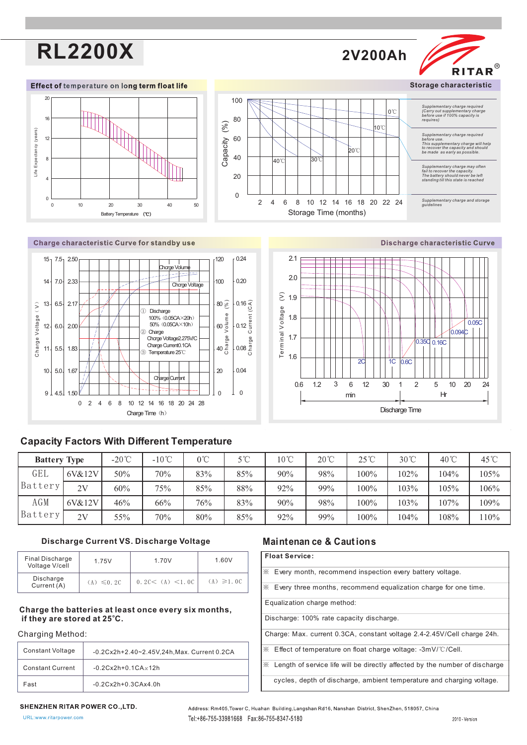# RL2200X

## 2V200Ah

RITAR®

### Effect of temperature on long term float life

Life Expectancy (years)

20
16
12
8
4
0

0 10 20 30 40 50

Battery Temperature (℃)

### Storage characteristic

Capacity (%)

100
80
60
40
20
0

2 4 6 8 10 12 14 16 18 20 22 24

Storage Time (months)

0℃
10℃
20℃
30℃
40℃

*Supplementary charge required (Carry out supplementary charge before use if 100% capacity is requires)*

*Supplementary charge required before use. This supplementary charge will help to recover the capacity and should be made as early as possible.*

*Supplementary charge may often fail to recover the capacity. The battery should never be left standing till this state is reached*

*Supplementary charge and storage guidelines*

### Charge characteristic Curve for standby use

Charge Voltage (V)

15 7.5 2.50
14 7.0 2.33
13 6.5 2.17
12 6.0 2.00
11 5.5 1.83
10 5.0 1.67
9 4.5 1.50

Charge Volume (%)

120
100
80
60
40
20
0

Charge Current (CA)

0.24
0.20
0.16
0.12
0.08
0.04
0

0 2 4 6 8 10 12 14 16 18 20 24 28

Charge Time (h)

Charge Volume
Charge Voltage
Charge Current

① Discharge
100% (0.05CA×20h)
50% (0.05CA×10h)
② Charge
Charge Voltage2.275V/C
Charge Current0.1CA
③ Temperature 25℃

### Discharge characteristic Curve

Terminal Voltage (V)

2.1
2.0
1.9
1.8
1.7
1.6

0.6 1.2 3 6 12 30 1 2 5 10 20 24

min Hr

Discharge Time

2C 1C 0.6C 0.35C 0.16C 0.094C 0.05C

## Capacity Factors With Different Temperature

| Battery Type | | -20℃ | -10℃ | 0℃ | 5℃ | 10℃ | 20℃ | 25℃ | 30℃ | 40℃ | 45℃ |
|---|---|---|---|---|---|---|---|---|---|---|---|
| GEL Battery | 6V&12V | 50% | 70% | 83% | 85% | 90% | 98% | 100% | 102% | 104% | 105% |
| | 2V | 60% | 75% | 85% | 88% | 92% | 99% | 100% | 103% | 105% | 106% |
| AGM Battery | 6V&12V | 46% | 66% | 76% | 83% | 90% | 98% | 100% | 103% | 107% | 109% |
| | 2V | 55% | 70% | 80% | 85% | 92% | 99% | 100% | 104% | 108% | 110% |

### Discharge Current VS. Discharge Voltage

| Final Discharge Voltage V/cell | 1.75V | 1.70V | 1.60V |
|---|---|---|---|
| Discharge Current (A) | (A) ≤0.2C | 0.2C< (A) <1.0C | (A) ≥1.0C |

**Charge the batteries at least once every six months, if they are stored at 25°C.**

Charging Method:

| | |
|---|---|
| Constant Voltage | -0.2Cx2h+2.40~2.45V,24h,Max. Current 0.2CA |
| Constant Current | -0.2Cx2h+0.1CAx12h |
| Fast | -0.2Cx2h+0.3CAx4.0h |

## Maintenance & Cautions

**Float Service:**

※ Every month, recommend inspection every battery voltage.

※ Every three months, recommend equalization charge for one time.

Equalization charge method:

Discharge: 100% rate capacity discharge.

Charge: Max. current 0.3CA, constant voltage 2.4-2.45V/Cell charge 24h.

※ Effect of temperature on float charge voltage: -3mV/℃/Cell.

※ Length of service life will be directly affected by the number of discharge cycles, depth of discharge, ambient temperature and charging voltage.

**SHENZHEN RITAR POWER CO.,LTD.**

URL:www.ritarpower.com

Address: Rm405,Tower C, Huahan Building,Langshan Rd16, Nanshan District, ShenZhen, 518057, China

Tel:+86-755-33981668 Fax:86-755-8347-5180

2010-Version